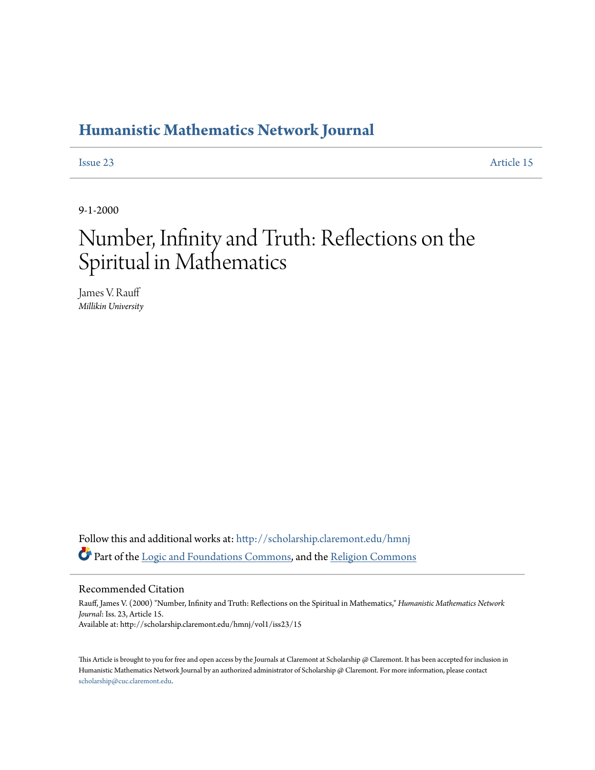# Humanistic Mathematics Network Journal

Issue 23 Article 15

9-1-2000

# Number, Infinity and Truth: Reflections on the Spiritual in Mathematics

James V. Rauff
*Millikin University*

Follow this and additional works at: http://scholarship.claremont.edu/hmnj

Part of the Logic and Foundations Commons, and the Religion Commons

## Recommended Citation

Rauff, James V. (2000) "Number, Infinity and Truth: Reflections on the Spiritual in Mathematics," *Humanistic Mathematics Network Journal*: Iss. 23, Article 15.
Available at: http://scholarship.claremont.edu/hmnj/vol1/iss23/15

This Article is brought to you for free and open access by the Journals at Claremont at Scholarship @ Claremont. It has been accepted for inclusion in Humanistic Mathematics Network Journal by an authorized administrator of Scholarship @ Claremont. For more information, please contact scholarship@cuc.claremont.edu.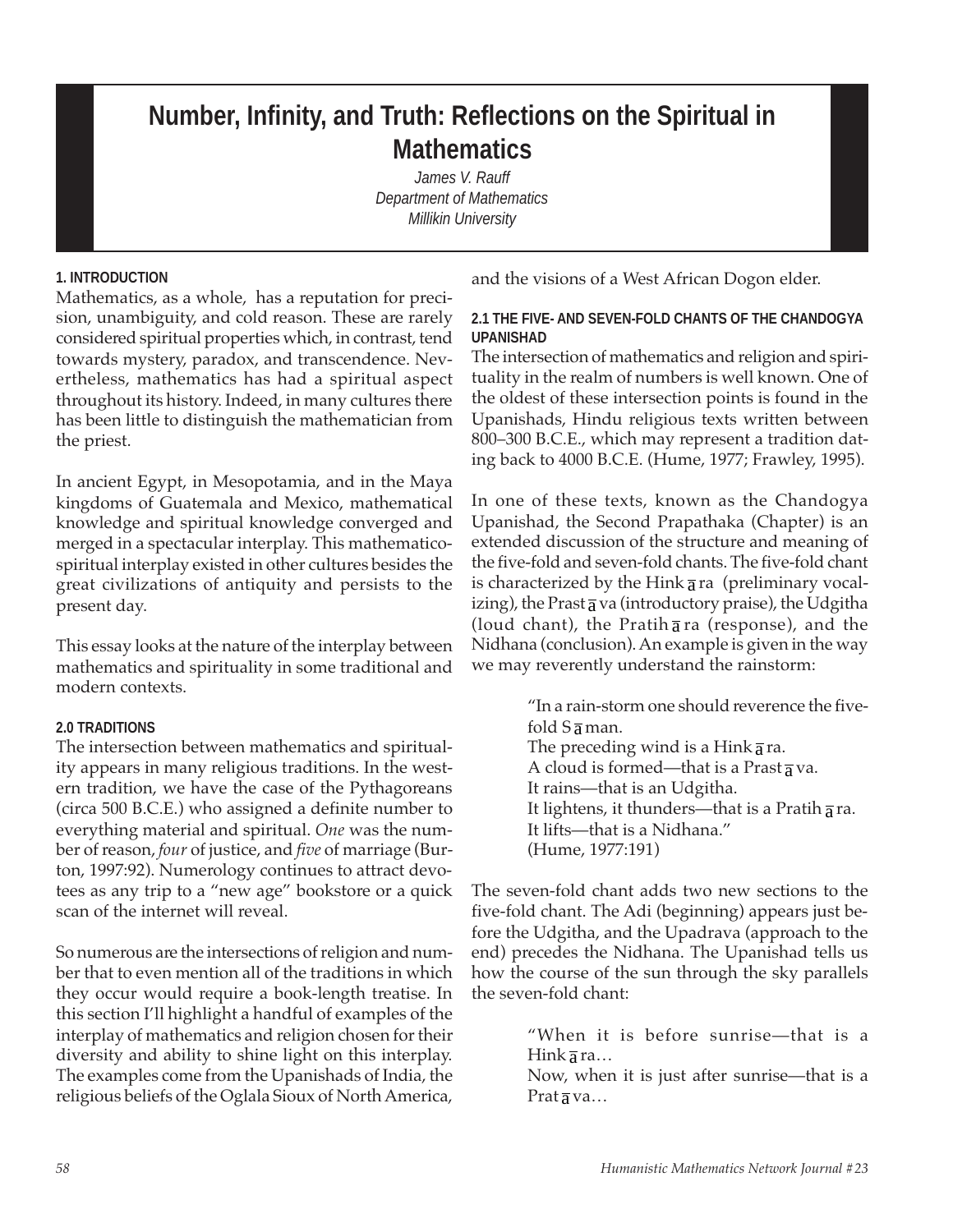# Number, Infinity, and Truth: Reflections on the Spiritual in Mathematics

*James V. Rauff*
*Department of Mathematics*
*Millikin University*

### 1. INTRODUCTION

Mathematics, as a whole, has a reputation for precision, unambiguity, and cold reason. These are rarely considered spiritual properties which, in contrast, tend towards mystery, paradox, and transcendence. Nevertheless, mathematics has had a spiritual aspect throughout its history. Indeed, in many cultures there has been little to distinguish the mathematician from the priest.

In ancient Egypt, in Mesopotamia, and in the Maya kingdoms of Guatemala and Mexico, mathematical knowledge and spiritual knowledge converged and merged in a spectacular interplay. This mathematico-spiritual interplay existed in other cultures besides the great civilizations of antiquity and persists to the present day.

This essay looks at the nature of the interplay between mathematics and spirituality in some traditional and modern contexts.

### 2.0 TRADITIONS

The intersection between mathematics and spirituality appears in many religious traditions. In the western tradition, we have the case of the Pythagoreans (circa 500 B.C.E.) who assigned a definite number to everything material and spiritual. *One* was the number of reason, *four* of justice, and *five* of marriage (Burton, 1997:92). Numerology continues to attract devotees as any trip to a "new age" bookstore or a quick scan of the internet will reveal.

So numerous are the intersections of religion and number that to even mention all of the traditions in which they occur would require a book-length treatise. In this section I'll highlight a handful of examples of the interplay of mathematics and religion chosen for their diversity and ability to shine light on this interplay. The examples come from the Upanishads of India, the religious beliefs of the Oglala Sioux of North America, and the visions of a West African Dogon elder.

### 2.1 THE FIVE- AND SEVEN-FOLD CHANTS OF THE CHANDOGYA UPANISHAD

The intersection of mathematics and religion and spirituality in the realm of numbers is well known. One of the oldest of these intersection points is found in the Upanishads, Hindu religious texts written between 800–300 B.C.E., which may represent a tradition dating back to 4000 B.C.E. (Hume, 1977; Frawley, 1995).

In one of these texts, known as the Chandogya Upanishad, the Second Prapathaka (Chapter) is an extended discussion of the structure and meaning of the five-fold and seven-fold chants. The five-fold chant is characterized by the Hinkāra (preliminary vocalizing), the Prastāva (introductory praise), the Udgitha (loud chant), the Pratihāra (response), and the Nidhana (conclusion). An example is given in the way we may reverently understand the rainstorm:

> "In a rain-storm one should reverence the five-fold Sāman.
> The preceding wind is a Hinkāra.
> A cloud is formed—that is a Prastāva.
> It rains—that is an Udgitha.
> It lightens, it thunders—that is a Pratihāra.
> It lifts—that is a Nidhana."
> (Hume, 1977:191)

The seven-fold chant adds two new sections to the five-fold chant. The Adi (beginning) appears just before the Udgitha, and the Upadrava (approach to the end) precedes the Nidhana. The Upanishad tells us how the course of the sun through the sky parallels the seven-fold chant:

> "When it is before sunrise—that is a Hinkāra…
> Now, when it is just after sunrise—that is a Pratāva…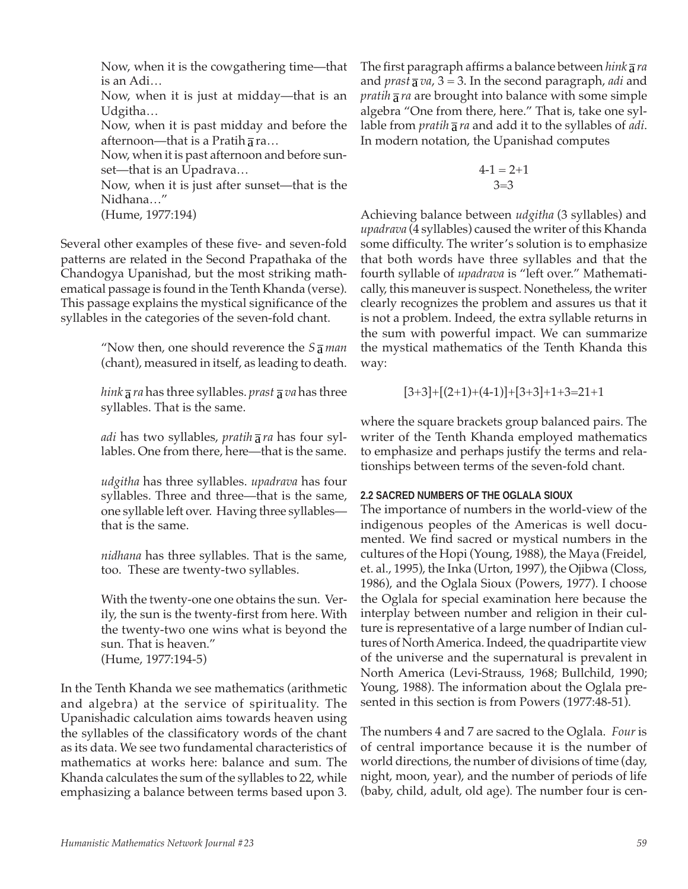> Now, when it is the cowgathering time—that is an Adi…
>
> Now, when it is just at midday—that is an Udgitha…
>
> Now, when it is past midday and before the afternoon—that is a Pratihāra…
>
> Now, when it is past afternoon and before sunset—that is an Upadrava…
>
> Now, when it is just after sunset—that is the Nidhana…"
>
> (Hume, 1977:194)

Several other examples of these five- and seven-fold patterns are related in the Second Prapathaka of the Chandogya Upanishad, but the most striking mathematical passage is found in the Tenth Khanda (verse). This passage explains the mystical significance of the syllables in the categories of the seven-fold chant.

> "Now then, one should reverence the *Sāman* (chant), measured in itself, as leading to death.
>
> *hinkāra* has three syllables. *prastāva* has three syllables. That is the same.
>
> *adi* has two syllables, *pratihāra* has four syllables. One from there, here—that is the same.
>
> *udgitha* has three syllables. *upadrava* has four syllables. Three and three—that is the same, one syllable left over. Having three syllables—that is the same.
>
> *nidhana* has three syllables. That is the same, too. These are twenty-two syllables.
>
> With the twenty-one one obtains the sun. Verily, the sun is the twenty-first from here. With the twenty-two one wins what is beyond the sun. That is heaven."
>
> (Hume, 1977:194-5)

In the Tenth Khanda we see mathematics (arithmetic and algebra) at the service of spirituality. The Upanishadic calculation aims towards heaven using the syllables of the classificatory words of the chant as its data. We see two fundamental characteristics of mathematics at works here: balance and sum. The Khanda calculates the sum of the syllables to 22, while emphasizing a balance between terms based upon 3.

The first paragraph affirms a balance between *hinkāra* and *prastāva*, 3 = 3. In the second paragraph, *adi* and *pratihāra* are brought into balance with some simple algebra "One from there, here." That is, take one syllable from *pratihāra* and add it to the syllables of *adi*. In modern notation, the Upanishad computes

$$4-1 = 2+1$$
$$3=3$$

Achieving balance between *udgitha* (3 syllables) and *upadrava* (4 syllables) caused the writer of this Khanda some difficulty. The writer's solution is to emphasize that both words have three syllables and that the fourth syllable of *upadrava* is "left over." Mathematically, this maneuver is suspect. Nonetheless, the writer clearly recognizes the problem and assures us that it is not a problem. Indeed, the extra syllable returns in the sum with powerful impact. We can summarize the mystical mathematics of the Tenth Khanda this way:

$$[3+3]+[(2+1)+(4-1)]+[3+3]+1+3=21+1$$

where the square brackets group balanced pairs. The writer of the Tenth Khanda employed mathematics to emphasize and perhaps justify the terms and relationships between terms of the seven-fold chant.

### 2.2 SACRED NUMBERS OF THE OGLALA SIOUX

The importance of numbers in the world-view of the indigenous peoples of the Americas is well documented. We find sacred or mystical numbers in the cultures of the Hopi (Young, 1988), the Maya (Freidel, et. al., 1995), the Inka (Urton, 1997), the Ojibwa (Closs, 1986), and the Oglala Sioux (Powers, 1977). I choose the Oglala for special examination here because the interplay between number and religion in their culture is representative of a large number of Indian cultures of North America. Indeed, the quadripartite view of the universe and the supernatural is prevalent in North America (Levi-Strauss, 1968; Bullchild, 1990; Young, 1988). The information about the Oglala presented in this section is from Powers (1977:48-51).

The numbers 4 and 7 are sacred to the Oglala. *Four* is of central importance because it is the number of world directions, the number of divisions of time (day, night, moon, year), and the number of periods of life (baby, child, adult, old age). The number four is cen-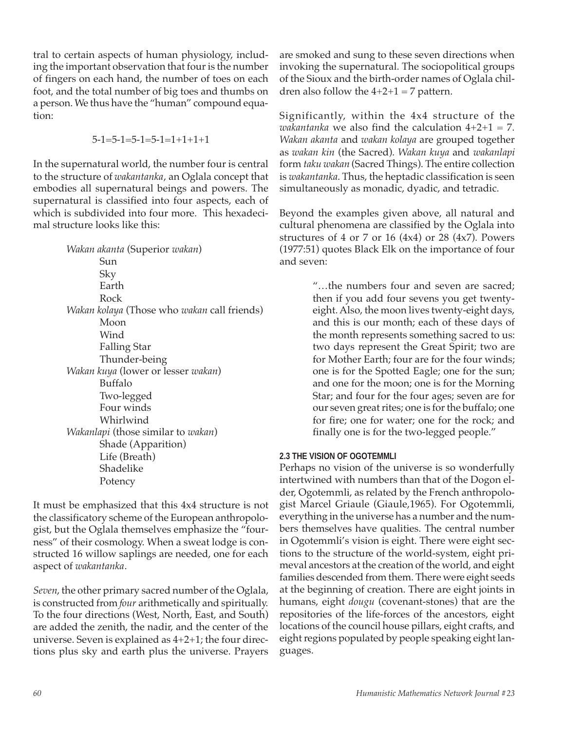tral to certain aspects of human physiology, including the important observation that four is the number of fingers on each hand, the number of toes on each foot, and the total number of big toes and thumbs on a person. We thus have the "human" compound equation:

$$5-1=5-1=5-1=5-1=1+1+1+1$$

In the supernatural world, the number four is central to the structure of *wakantanka*, an Oglala concept that embodies all supernatural beings and powers. The supernatural is classified into four aspects, each of which is subdivided into four more. This hexadecimal structure looks like this:

*Wakan akanta* (Superior *wakan*)
- Sun
- Sky
- Earth
- Rock

*Wakan kolaya* (Those who *wakan* call friends)
- Moon
- Wind
- Falling Star
- Thunder-being

*Wakan kuya* (lower or lesser *wakan*)
- Buffalo
- Two-legged
- Four winds
- Whirlwind

*Wakanlapi* (those similar to *wakan*)
- Shade (Apparition)
- Life (Breath)
- Shadelike
- Potency

It must be emphasized that this 4x4 structure is not the classificatory scheme of the European anthropologist, but the Oglala themselves emphasize the "fourness" of their cosmology. When a sweat lodge is constructed 16 willow saplings are needed, one for each aspect of *wakantanka*.

*Seven*, the other primary sacred number of the Oglala, is constructed from *four* arithmetically and spiritually. To the four directions (West, North, East, and South) are added the zenith, the nadir, and the center of the universe. Seven is explained as 4+2+1; the four directions plus sky and earth plus the universe. Prayers are smoked and sung to these seven directions when invoking the supernatural. The sociopolitical groups of the Sioux and the birth-order names of Oglala children also follow the $4+2+1 = 7$ pattern.

Significantly, within the 4x4 structure of the *wakantanka* we also find the calculation $4+2+1 = 7$. *Wakan akanta* and *wakan kolaya* are grouped together as *wakan kin* (the Sacred). *Wakan kuya* and *wakanlapi* form *taku wakan* (Sacred Things). The entire collection is *wakantanka*. Thus, the heptadic classification is seen simultaneously as monadic, dyadic, and tetradic.

Beyond the examples given above, all natural and cultural phenomena are classified by the Oglala into structures of 4 or 7 or 16 (4x4) or 28 (4x7). Powers (1977:51) quotes Black Elk on the importance of four and seven:

> "…the numbers four and seven are sacred; then if you add four sevens you get twenty-eight. Also, the moon lives twenty-eight days, and this is our month; each of these days of the month represents something sacred to us: two days represent the Great Spirit; two are for Mother Earth; four are for the four winds; one is for the Spotted Eagle; one for the sun; and one for the moon; one is for the Morning Star; and four for the four ages; seven are for our seven great rites; one is for the buffalo; one for fire; one for water; one for the rock; and finally one is for the two-legged people."

#### 2.3 THE VISION OF OGOTEMMLI

Perhaps no vision of the universe is so wonderfully intertwined with numbers than that of the Dogon elder, Ogotemmli, as related by the French anthropologist Marcel Griaule (Giaule,1965). For Ogotemmli, everything in the universe has a number and the numbers themselves have qualities. The central number in Ogotemmli's vision is eight. There were eight sections to the structure of the world-system, eight primeval ancestors at the creation of the world, and eight families descended from them. There were eight seeds at the beginning of creation. There are eight joints in humans, eight *dougu* (covenant-stones) that are the repositories of the life-forces of the ancestors, eight locations of the council house pillars, eight crafts, and eight regions populated by people speaking eight languages.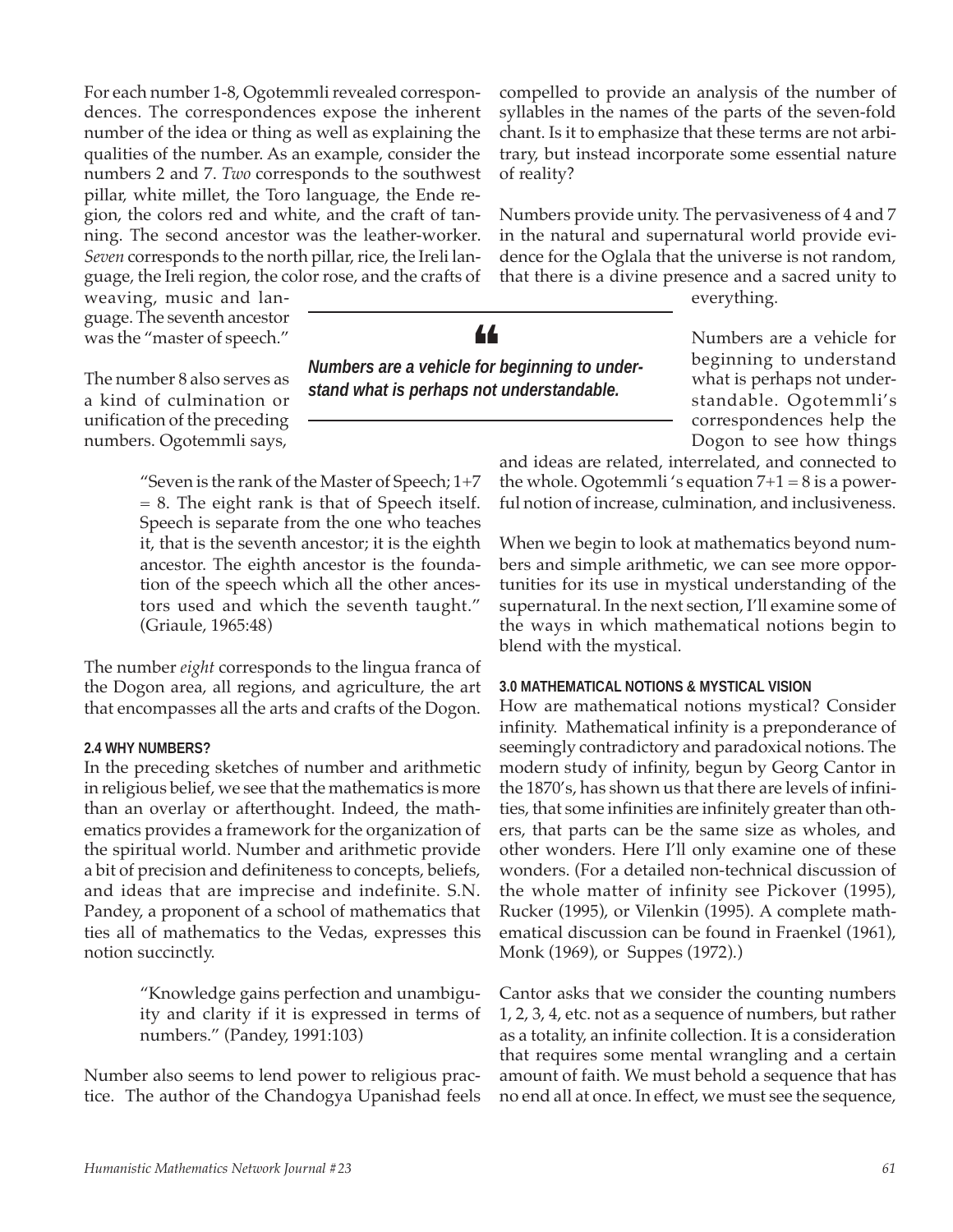For each number 1-8, Ogotemmli revealed correspondences. The correspondences expose the inherent number of the idea or thing as well as explaining the qualities of the number. As an example, consider the numbers 2 and 7. *Two* corresponds to the southwest pillar, white millet, the Toro language, the Ende region, the colors red and white, and the craft of tanning. The second ancestor was the leather-worker. *Seven* corresponds to the north pillar, rice, the Ireli language, the Ireli region, the color rose, and the crafts of weaving, music and language. The seventh ancestor was the "master of speech."

The number 8 also serves as a kind of culmination or unification of the preceding numbers. Ogotemmli says,

> "Seven is the rank of the Master of Speech; 1+7 = 8. The eight rank is that of Speech itself. Speech is separate from the one who teaches it, that is the seventh ancestor; it is the eighth ancestor. The eighth ancestor is the foundation of the speech which all the other ancestors used and which the seventh taught." (Griaule, 1965:48)

The number *eight* corresponds to the lingua franca of the Dogon area, all regions, and agriculture, the art that encompasses all the arts and crafts of the Dogon.

#### 2.4 WHY NUMBERS?

In the preceding sketches of number and arithmetic in religious belief, we see that the mathematics is more than an overlay or afterthought. Indeed, the mathematics provides a framework for the organization of the spiritual world. Number and arithmetic provide a bit of precision and definiteness to concepts, beliefs, and ideas that are imprecise and indefinite. S.N. Pandey, a proponent of a school of mathematics that ties all of mathematics to the Vedas, expresses this notion succinctly.

> "Knowledge gains perfection and unambiguity and clarity if it is expressed in terms of numbers." (Pandey, 1991:103)

Number also seems to lend power to religious practice. The author of the Chandogya Upanishad feels compelled to provide an analysis of the number of syllables in the names of the parts of the seven-fold chant. Is it to emphasize that these terms are not arbitrary, but instead incorporate some essential nature of reality?

Numbers provide unity. The pervasiveness of 4 and 7 in the natural and supernatural world provide evidence for the Oglala that the universe is not random, that there is a divine presence and a sacred unity to everything.

> **"*Numbers are a vehicle for beginning to understand what is perhaps not understandable.*"**

Numbers are a vehicle for beginning to understand what is perhaps not understandable. Ogotemmli's correspondences help the Dogon to see how things and ideas are related, interrelated, and connected to the whole. Ogotemmli 's equation $7+1 = 8$ is a powerful notion of increase, culmination, and inclusiveness.

When we begin to look at mathematics beyond numbers and simple arithmetic, we can see more opportunities for its use in mystical understanding of the supernatural. In the next section, I'll examine some of the ways in which mathematical notions begin to blend with the mystical.

### 3.0 MATHEMATICAL NOTIONS & MYSTICAL VISION

How are mathematical notions mystical? Consider infinity. Mathematical infinity is a preponderance of seemingly contradictory and paradoxical notions. The modern study of infinity, begun by Georg Cantor in the 1870's, has shown us that there are levels of infinities, that some infinities are infinitely greater than others, that parts can be the same size as wholes, and other wonders. Here I'll only examine one of these wonders. (For a detailed non-technical discussion of the whole matter of infinity see Pickover (1995), Rucker (1995), or Vilenkin (1995). A complete mathematical discussion can be found in Fraenkel (1961), Monk (1969), or Suppes (1972).)

Cantor asks that we consider the counting numbers 1, 2, 3, 4, etc. not as a sequence of numbers, but rather as a totality, an infinite collection. It is a consideration that requires some mental wrangling and a certain amount of faith. We must behold a sequence that has no end all at once. In effect, we must see the sequence,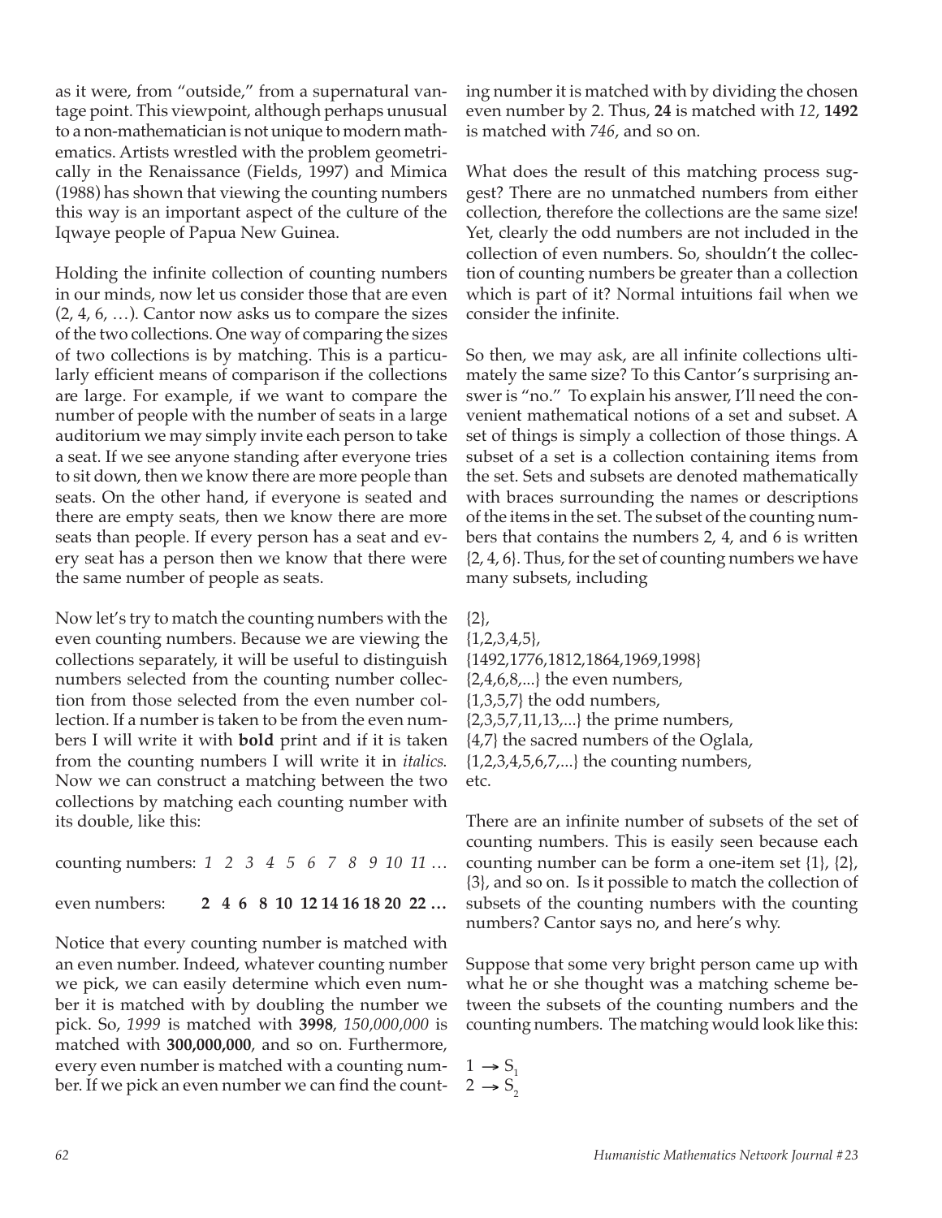as it were, from "outside," from a supernatural vantage point. This viewpoint, although perhaps unusual to a non-mathematician is not unique to modern mathematics. Artists wrestled with the problem geometrically in the Renaissance (Fields, 1997) and Mimica (1988) has shown that viewing the counting numbers this way is an important aspect of the culture of the Iqwaye people of Papua New Guinea.

Holding the infinite collection of counting numbers in our minds, now let us consider those that are even (2, 4, 6, …). Cantor now asks us to compare the sizes of the two collections. One way of comparing the sizes of two collections is by matching. This is a particularly efficient means of comparison if the collections are large. For example, if we want to compare the number of people with the number of seats in a large auditorium we may simply invite each person to take a seat. If we see anyone standing after everyone tries to sit down, then we know there are more people than seats. On the other hand, if everyone is seated and there are empty seats, then we know there are more seats than people. If every person has a seat and every seat has a person then we know that there were the same number of people as seats.

Now let's try to match the counting numbers with the even counting numbers. Because we are viewing the collections separately, it will be useful to distinguish numbers selected from the counting number collection from those selected from the even number collection. If a number is taken to be from the even numbers I will write it with **bold** print and if it is taken from the counting numbers I will write it in *italics*. Now we can construct a matching between the two collections by matching each counting number with its double, like this:

counting numbers: *1 2 3 4 5 6 7 8 9 10 11 …*

even numbers: **2 4 6 8 10 12 14 16 18 20 22 …**

Notice that every counting number is matched with an even number. Indeed, whatever counting number we pick, we can easily determine which even number it is matched with by doubling the number we pick. So, *1999* is matched with **3998**, *150,000,000* is matched with **300,000,000**, and so on. Furthermore, every even number is matched with a counting number. If we pick an even number we can find the counting number it is matched with by dividing the chosen even number by 2. Thus, **24** is matched with *12*, **1492** is matched with *746*, and so on.

What does the result of this matching process suggest? There are no unmatched numbers from either collection, therefore the collections are the same size! Yet, clearly the odd numbers are not included in the collection of even numbers. So, shouldn't the collection of counting numbers be greater than a collection which is part of it? Normal intuitions fail when we consider the infinite.

So then, we may ask, are all infinite collections ultimately the same size? To this Cantor's surprising answer is "no." To explain his answer, I'll need the convenient mathematical notions of a set and subset. A set of things is simply a collection of those things. A subset of a set is a collection containing items from the set. Sets and subsets are denoted mathematically with braces surrounding the names or descriptions of the items in the set. The subset of the counting numbers that contains the numbers 2, 4, and 6 is written {2, 4, 6}. Thus, for the set of counting numbers we have many subsets, including

{2},
{1,2,3,4,5},
{1492,1776,1812,1864,1969,1998}
{2,4,6,8,...} the even numbers,
{1,3,5,7} the odd numbers,
{2,3,5,7,11,13,...} the prime numbers,
{4,7} the sacred numbers of the Oglala,
{1,2,3,4,5,6,7,...} the counting numbers,
etc.

There are an infinite number of subsets of the set of counting numbers. This is easily seen because each counting number can be form a one-item set {1}, {2}, {3}, and so on. Is it possible to match the collection of subsets of the counting numbers with the counting numbers? Cantor says no, and here's why.

Suppose that some very bright person came up with what he or she thought was a matching scheme between the subsets of the counting numbers and the counting numbers. The matching would look like this:

$1 \rightarrow S_1$
$2 \rightarrow S_2$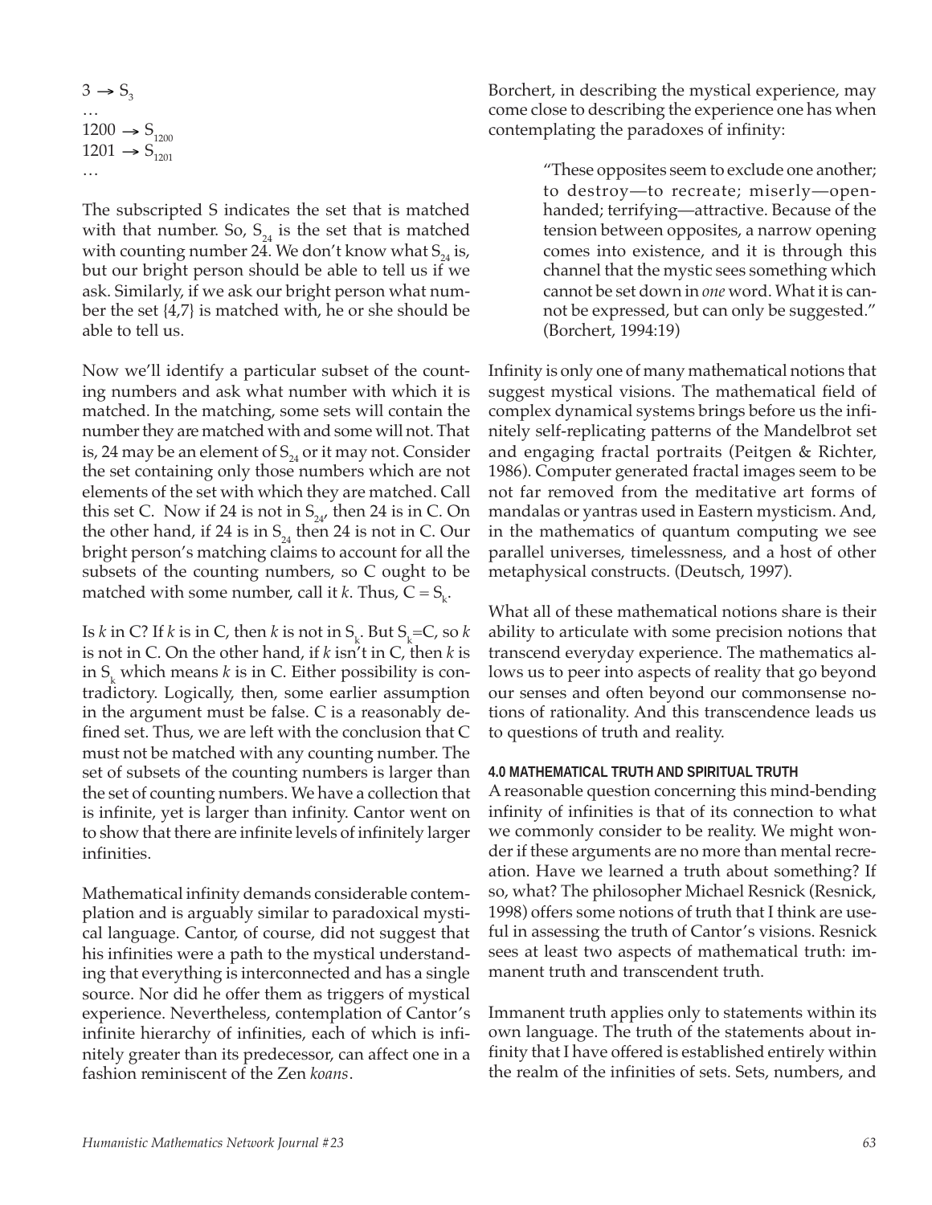$3 \rightarrow S_3$
…
$1200 \rightarrow S_{1200}$
$1201 \rightarrow S_{1201}$
…

The subscripted S indicates the set that is matched with that number. So, $S_{24}$ is the set that is matched with counting number 24. We don't know what $S_{24}$ is, but our bright person should be able to tell us if we ask. Similarly, if we ask our bright person what number the set {4,7} is matched with, he or she should be able to tell us.

Now we'll identify a particular subset of the counting numbers and ask what number with which it is matched. In the matching, some sets will contain the number they are matched with and some will not. That is, 24 may be an element of $S_{24}$ or it may not. Consider the set containing only those numbers which are not elements of the set with which they are matched. Call this set C. Now if 24 is not in $S_{24}$, then 24 is in C. On the other hand, if 24 is in $S_{24}$ then 24 is not in C. Our bright person's matching claims to account for all the subsets of the counting numbers, so C ought to be matched with some number, call it *k*. Thus, $C = S_k$.

Is *k* in C? If *k* is in C, then *k* is not in $S_k$. But $S_k$=C, so *k* is not in C. On the other hand, if *k* isn't in C, then *k* is in $S_k$ which means *k* is in C. Either possibility is contradictory. Logically, then, some earlier assumption in the argument must be false. C is a reasonably defined set. Thus, we are left with the conclusion that C must not be matched with any counting number. The set of subsets of the counting numbers is larger than the set of counting numbers. We have a collection that is infinite, yet is larger than infinity. Cantor went on to show that there are infinite levels of infinitely larger infinities.

Mathematical infinity demands considerable contemplation and is arguably similar to paradoxical mystical language. Cantor, of course, did not suggest that his infinities were a path to the mystical understanding that everything is interconnected and has a single source. Nor did he offer them as triggers of mystical experience. Nevertheless, contemplation of Cantor's infinite hierarchy of infinities, each of which is infinitely greater than its predecessor, can affect one in a fashion reminiscent of the Zen *koans*.

Borchert, in describing the mystical experience, may come close to describing the experience one has when contemplating the paradoxes of infinity:

> "These opposites seem to exclude one another; to destroy—to recreate; miserly—openhanded; terrifying—attractive. Because of the tension between opposites, a narrow opening comes into existence, and it is through this channel that the mystic sees something which cannot be set down in *one* word. What it is cannot be expressed, but can only be suggested." (Borchert, 1994:19)

Infinity is only one of many mathematical notions that suggest mystical visions. The mathematical field of complex dynamical systems brings before us the infinitely self-replicating patterns of the Mandelbrot set and engaging fractal portraits (Peitgen & Richter, 1986). Computer generated fractal images seem to be not far removed from the meditative art forms of mandalas or yantras used in Eastern mysticism. And, in the mathematics of quantum computing we see parallel universes, timelessness, and a host of other metaphysical constructs. (Deutsch, 1997).

What all of these mathematical notions share is their ability to articulate with some precision notions that transcend everyday experience. The mathematics allows us to peer into aspects of reality that go beyond our senses and often beyond our commonsense notions of rationality. And this transcendence leads us to questions of truth and reality.

#### 4.0 MATHEMATICAL TRUTH AND SPIRITUAL TRUTH

A reasonable question concerning this mind-bending infinity of infinities is that of its connection to what we commonly consider to be reality. We might wonder if these arguments are no more than mental recreation. Have we learned a truth about something? If so, what? The philosopher Michael Resnick (Resnick, 1998) offers some notions of truth that I think are useful in assessing the truth of Cantor's visions. Resnick sees at least two aspects of mathematical truth: immanent truth and transcendent truth.

Immanent truth applies only to statements within its own language. The truth of the statements about infinity that I have offered is established entirely within the realm of the infinities of sets. Sets, numbers, and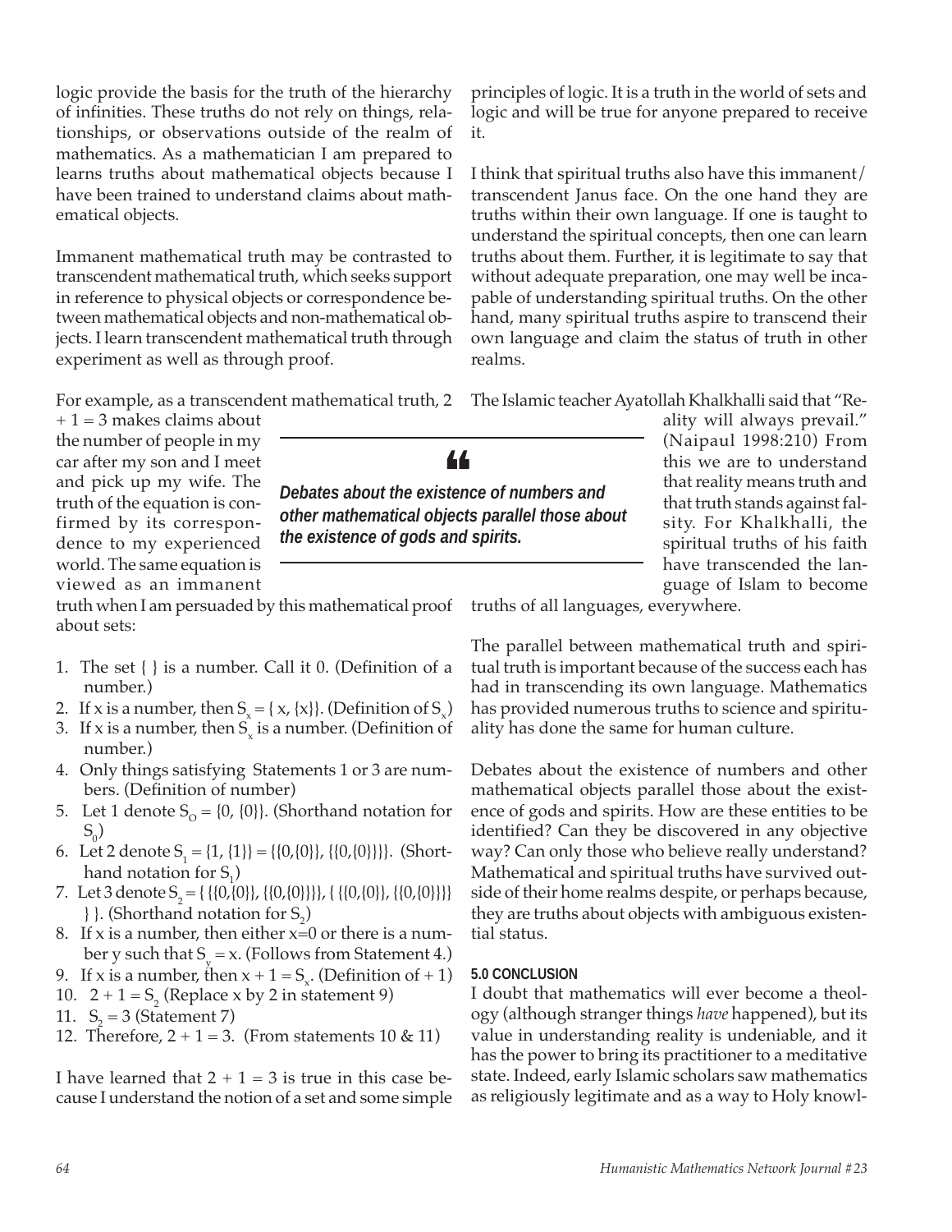logic provide the basis for the truth of the hierarchy of infinities. These truths do not rely on things, relationships, or observations outside of the realm of mathematics. As a mathematician I am prepared to learns truths about mathematical objects because I have been trained to understand claims about mathematical objects.

Immanent mathematical truth may be contrasted to transcendent mathematical truth, which seeks support in reference to physical objects or correspondence between mathematical objects and non-mathematical objects. I learn transcendent mathematical truth through experiment as well as through proof.

For example, as a transcendent mathematical truth, $2 + 1 = 3$ makes claims about the number of people in my car after my son and I meet and pick up my wife. The truth of the equation is confirmed by its correspondence to my experienced world. The same equation is viewed as an immanent truth when I am persuaded by this mathematical proof about sets:

1. The set { } is a number. Call it 0. (Definition of a number.)
2. If x is a number, then $S_x = \{x, \{x\}\}$. (Definition of $S_x$)
3. If x is a number, then $S_x$ is a number. (Definition of number.)
4. Only things satisfying Statements 1 or 3 are numbers. (Definition of number)
5. Let 1 denote $S_O = \{0, \{0\}\}$. (Shorthand notation for $S_0$)
6. Let 2 denote $S_1 = \{1, \{1\}\} = \{\{0,\{0\}\}, \{\{0,\{0\}\}\}\}$. (Shorthand notation for $S_1$)
7. Let 3 denote $S_2 = \{ \{\{0,\{0\}\}, \{\{0,\{0\}\}\}\}, \{ \{\{0,\{0\}\}, \{\{0,\{0\}\}\}\} \} \}$. (Shorthand notation for $S_2$)
8. If x is a number, then either x=0 or there is a number y such that $S_y = x$. (Follows from Statement 4.)
9. If x is a number, then $x + 1 = S_x$. (Definition of + 1)
10. $2 + 1 = S_2$ (Replace x by 2 in statement 9)
11. $S_2 = 3$ (Statement 7)
12. Therefore, $2 + 1 = 3$. (From statements 10 & 11)

I have learned that $2 + 1 = 3$ is true in this case because I understand the notion of a set and some simple principles of logic. It is a truth in the world of sets and logic and will be true for anyone prepared to receive it.

I think that spiritual truths also have this immanent/ transcendent Janus face. On the one hand they are truths within their own language. If one is taught to understand the spiritual concepts, then one can learn truths about them. Further, it is legitimate to say that without adequate preparation, one may well be incapable of understanding spiritual truths. On the other hand, many spiritual truths aspire to transcend their own language and claim the status of truth in other realms.

> **"** *Debates about the existence of numbers and other mathematical objects parallel those about the existence of gods and spirits.*

The Islamic teacher Ayatollah Khalkhalli said that "Reality will always prevail." (Naipaul 1998:210) From this we are to understand that reality means truth and that truth stands against falsity. For Khalkhalli, the spiritual truths of his faith have transcended the language of Islam to become truths of all languages, everywhere.

The parallel between mathematical truth and spiritual truth is important because of the success each has had in transcending its own language. Mathematics has provided numerous truths to science and spirituality has done the same for human culture.

Debates about the existence of numbers and other mathematical objects parallel those about the existence of gods and spirits. How are these entities to be identified? Can they be discovered in any objective way? Can only those who believe really understand? Mathematical and spiritual truths have survived outside of their home realms despite, or perhaps because, they are truths about objects with ambiguous existential status.

## 5.0 CONCLUSION

I doubt that mathematics will ever become a theology (although stranger things *have* happened), but its value in understanding reality is undeniable, and it has the power to bring its practitioner to a meditative state. Indeed, early Islamic scholars saw mathematics as religiously legitimate and as a way to Holy knowl-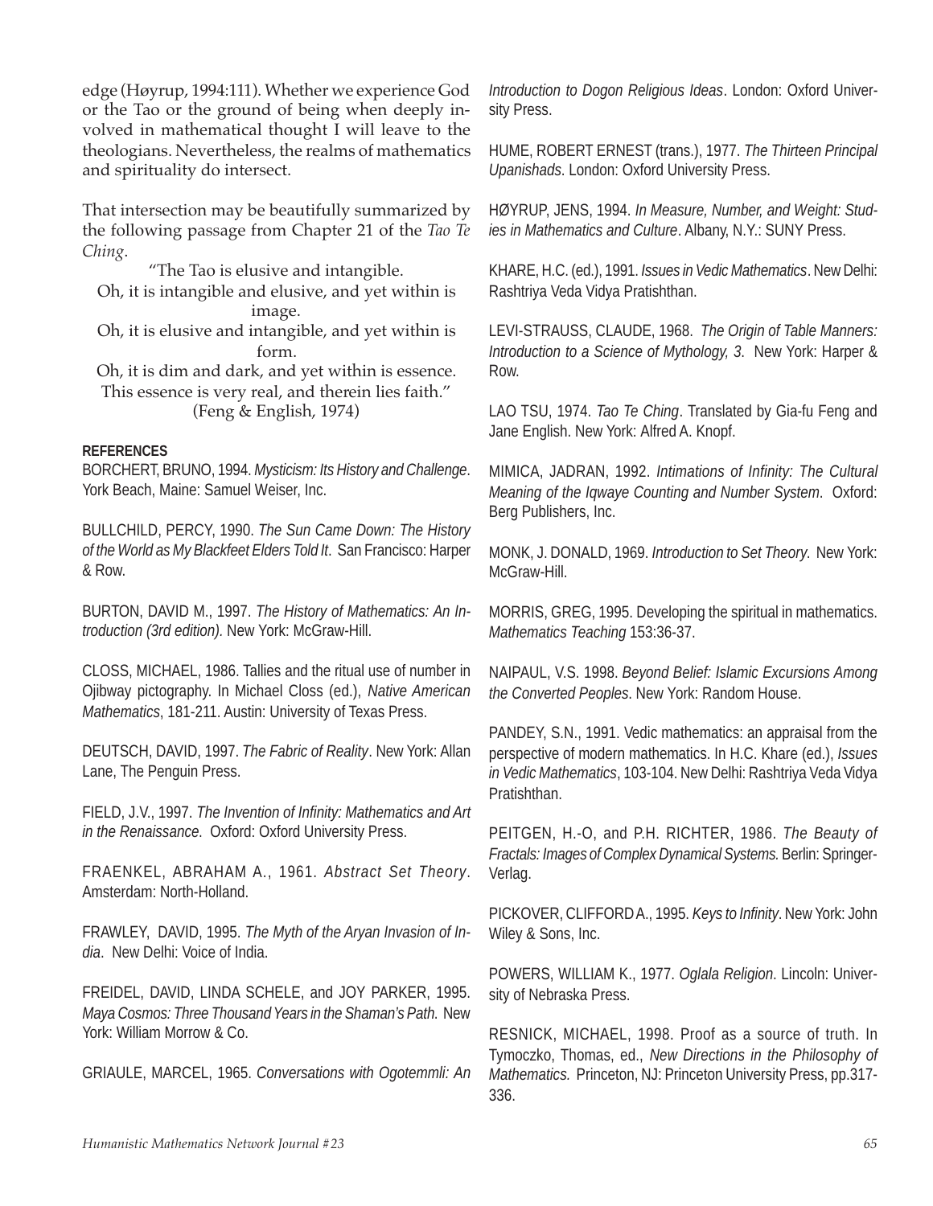edge (Høyrup, 1994:111). Whether we experience God or the Tao or the ground of being when deeply involved in mathematical thought I will leave to the theologians. Nevertheless, the realms of mathematics and spirituality do intersect.

That intersection may be beautifully summarized by the following passage from Chapter 21 of the *Tao Te Ching*.

> "The Tao is elusive and intangible.
> Oh, it is intangible and elusive, and yet within is image.
> Oh, it is elusive and intangible, and yet within is form.
> Oh, it is dim and dark, and yet within is essence.
> This essence is very real, and therein lies faith."
> (Feng & English, 1974)

**REFERENCES**

BORCHERT, BRUNO, 1994. *Mysticism: Its History and Challenge*. York Beach, Maine: Samuel Weiser, Inc.

BULLCHILD, PERCY, 1990. *The Sun Came Down: The History of the World as My Blackfeet Elders Told It*. San Francisco: Harper & Row.

BURTON, DAVID M., 1997. *The History of Mathematics: An Introduction (3rd edition).* New York: McGraw-Hill.

CLOSS, MICHAEL, 1986. Tallies and the ritual use of number in Ojibway pictography. In Michael Closs (ed.), *Native American Mathematics*, 181-211. Austin: University of Texas Press.

DEUTSCH, DAVID, 1997. *The Fabric of Reality*. New York: Allan Lane, The Penguin Press.

FIELD, J.V., 1997. *The Invention of Infinity: Mathematics and Art in the Renaissance.* Oxford: Oxford University Press.

FRAENKEL, ABRAHAM A., 1961. *Abstract Set Theory*. Amsterdam: North-Holland.

FRAWLEY, DAVID, 1995. *The Myth of the Aryan Invasion of India*. New Delhi: Voice of India.

FREIDEL, DAVID, LINDA SCHELE, and JOY PARKER, 1995. *Maya Cosmos: Three Thousand Years in the Shaman's Path.* New York: William Morrow & Co.

GRIAULE, MARCEL, 1965. *Conversations with Ogotemmli: An Introduction to Dogon Religious Ideas*. London: Oxford University Press.

HUME, ROBERT ERNEST (trans.), 1977. *The Thirteen Principal Upanishads*. London: Oxford University Press.

HØYRUP, JENS, 1994. *In Measure, Number, and Weight: Studies in Mathematics and Culture*. Albany, N.Y.: SUNY Press.

KHARE, H.C. (ed.), 1991. *Issues in Vedic Mathematics*. New Delhi: Rashtriya Veda Vidya Pratishthan.

LEVI-STRAUSS, CLAUDE, 1968. *The Origin of Table Manners: Introduction to a Science of Mythology, 3.* New York: Harper & Row.

LAO TSU, 1974. *Tao Te Ching*. Translated by Gia-fu Feng and Jane English. New York: Alfred A. Knopf.

MIMICA, JADRAN, 1992. *Intimations of Infinity: The Cultural Meaning of the Iqwaye Counting and Number System*. Oxford: Berg Publishers, Inc.

MONK, J. DONALD, 1969. *Introduction to Set Theory*. New York: McGraw-Hill.

MORRIS, GREG, 1995. Developing the spiritual in mathematics. *Mathematics Teaching* 153:36-37.

NAIPAUL, V.S. 1998. *Beyond Belief: Islamic Excursions Among the Converted Peoples*. New York: Random House.

PANDEY, S.N., 1991. Vedic mathematics: an appraisal from the perspective of modern mathematics. In H.C. Khare (ed.), *Issues in Vedic Mathematics*, 103-104. New Delhi: Rashtriya Veda Vidya Pratishthan.

PEITGEN, H.-O, and P.H. RICHTER, 1986. *The Beauty of Fractals: Images of Complex Dynamical Systems.* Berlin: Springer-Verlag.

PICKOVER, CLIFFORD A., 1995. *Keys to Infinity*. New York: John Wiley & Sons, Inc.

POWERS, WILLIAM K., 1977. *Oglala Religion*. Lincoln: University of Nebraska Press.

RESNICK, MICHAEL, 1998. Proof as a source of truth. In Tymoczko, Thomas, ed., *New Directions in the Philosophy of Mathematics.* Princeton, NJ: Princeton University Press, pp.317-336.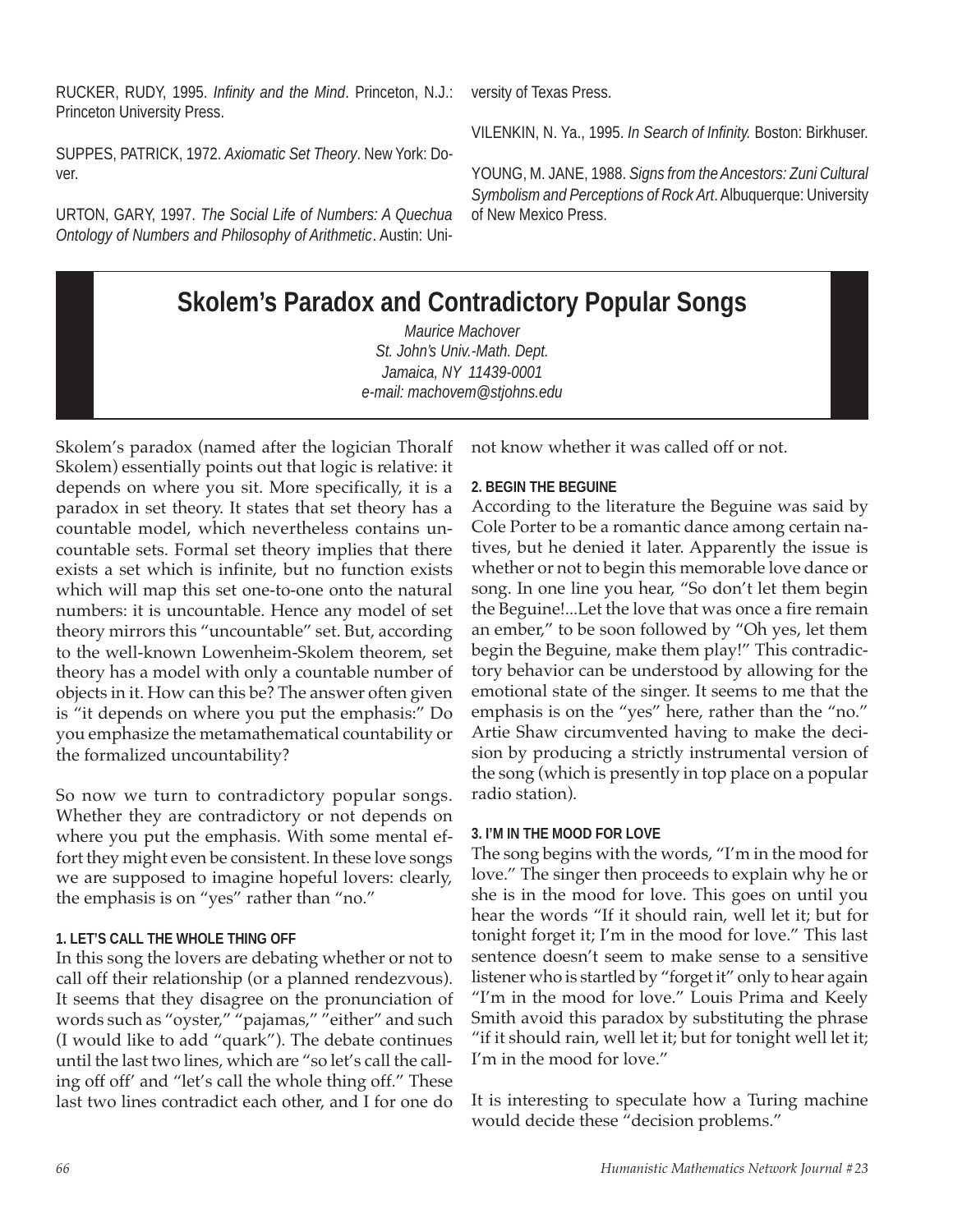RUCKER, RUDY, 1995. *Infinity and the Mind*. Princeton, N.J.: Princeton University Press.

SUPPES, PATRICK, 1972. *Axiomatic Set Theory*. New York: Dover.

URTON, GARY, 1997. *The Social Life of Numbers: A Quechua Ontology of Numbers and Philosophy of Arithmetic*. Austin: University of Texas Press.

VILENKIN, N. Ya., 1995. *In Search of Infinity.* Boston: Birkhuser.

YOUNG, M. JANE, 1988. *Signs from the Ancestors: Zuni Cultural Symbolism and Perceptions of Rock Art*. Albuquerque: University of New Mexico Press.

# Skolem's Paradox and Contradictory Popular Songs

*Maurice Machover*
*St. John's Univ.-Math. Dept.*
*Jamaica, NY 11439-0001*
*e-mail: machovem@stjohns.edu*

Skolem's paradox (named after the logician Thoralf Skolem) essentially points out that logic is relative: it depends on where you sit. More specifically, it is a paradox in set theory. It states that set theory has a countable model, which nevertheless contains uncountable sets. Formal set theory implies that there exists a set which is infinite, but no function exists which will map this set one-to-one onto the natural numbers: it is uncountable. Hence any model of set theory mirrors this "uncountable" set. But, according to the well-known Lowenheim-Skolem theorem, set theory has a model with only a countable number of objects in it. How can this be? The answer often given is "it depends on where you put the emphasis:" Do you emphasize the metamathematical countability or the formalized uncountability?

So now we turn to contradictory popular songs. Whether they are contradictory or not depends on where you put the emphasis. With some mental effort they might even be consistent. In these love songs we are supposed to imagine hopeful lovers: clearly, the emphasis is on "yes" rather than "no."

### 1. LET'S CALL THE WHOLE THING OFF

In this song the lovers are debating whether or not to call off their relationship (or a planned rendezvous). It seems that they disagree on the pronunciation of words such as "oyster," "pajamas," "either" and such (I would like to add "quark"). The debate continues until the last two lines, which are "so let's call the calling off off' and "let's call the whole thing off." These last two lines contradict each other, and I for one do not know whether it was called off or not.

### 2. BEGIN THE BEGUINE

According to the literature the Beguine was said by Cole Porter to be a romantic dance among certain natives, but he denied it later. Apparently the issue is whether or not to begin this memorable love dance or song. In one line you hear, "So don't let them begin the Beguine!...Let the love that was once a fire remain an ember," to be soon followed by "Oh yes, let them begin the Beguine, make them play!" This contradictory behavior can be understood by allowing for the emotional state of the singer. It seems to me that the emphasis is on the "yes" here, rather than the "no." Artie Shaw circumvented having to make the decision by producing a strictly instrumental version of the song (which is presently in top place on a popular radio station).

### 3. I'M IN THE MOOD FOR LOVE

The song begins with the words, "I'm in the mood for love." The singer then proceeds to explain why he or she is in the mood for love. This goes on until you hear the words "If it should rain, well let it; but for tonight forget it; I'm in the mood for love." This last sentence doesn't seem to make sense to a sensitive listener who is startled by "forget it" only to hear again "I'm in the mood for love." Louis Prima and Keely Smith avoid this paradox by substituting the phrase "if it should rain, well let it; but for tonight well let it; I'm in the mood for love."

It is interesting to speculate how a Turing machine would decide these "decision problems."